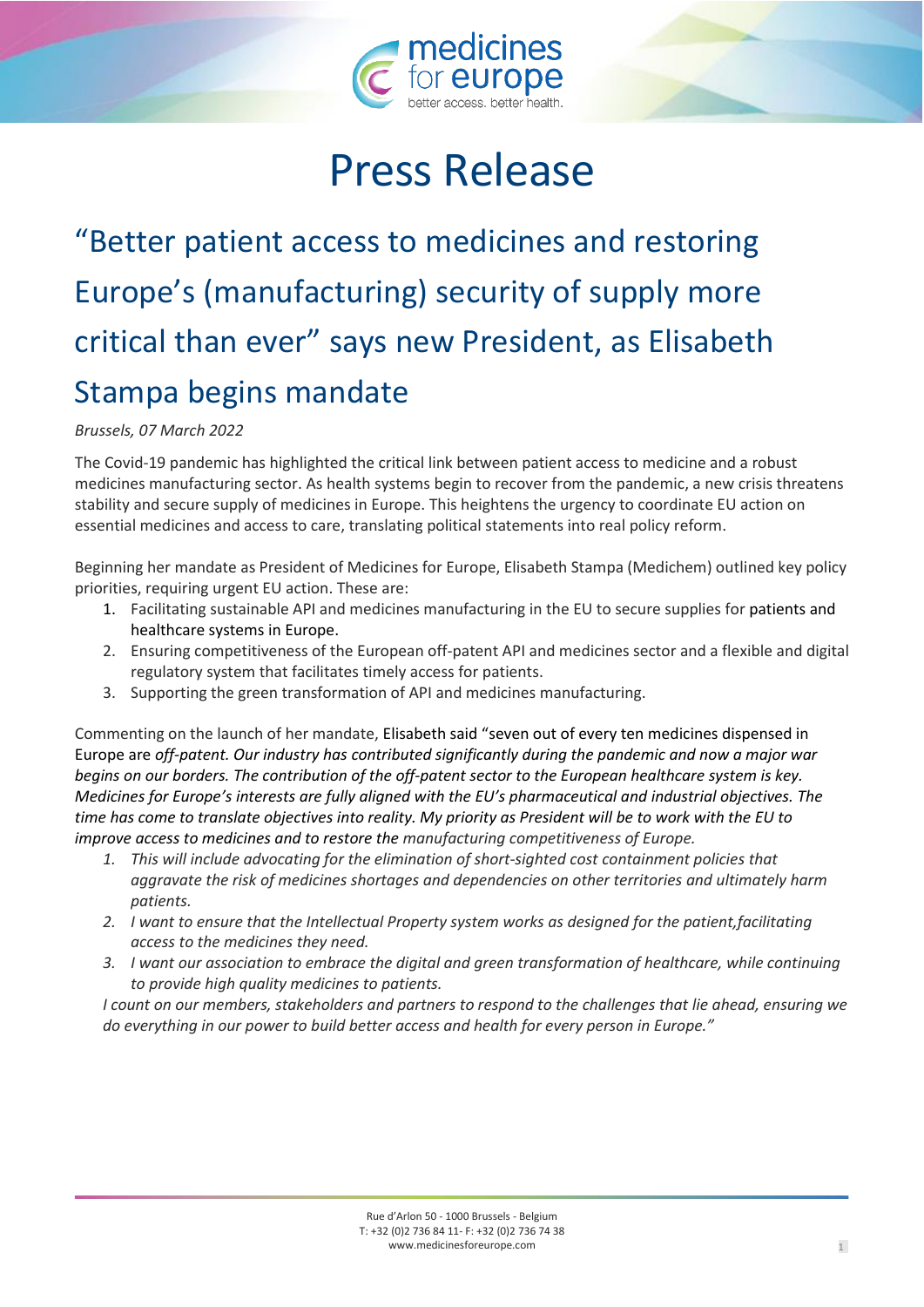# Press Release

## "Better patient access to medicines and restoring Europe's (manufacturing) security of supply more critical than ever" says new President, as Elisabeth Stampa begins mandate

*Brussels, 07 March 2022*

The Covid-19 pandemic has highlighted the critical link between patient access to medicine and a robust medicines manufacturing sector. As health systems begin to recover from the pandemic, a new crisis threatens stability and secure supply of medicines in Europe. This heightens the urgency to coordinate EU action on essential medicines and access to care, translating political statements into real policy reform.

Beginning her mandate as President of Medicines for Europe, Elisabeth Stampa (Medichem) outlined key policy priorities, requiring urgent EU action. These are:

1. Facilitating sustainable API and medicines manufacturing in the EU to secure supplies for patients and healthcare systems in Europe.
2. Ensuring competitiveness of the European off-patent API and medicines sector and a flexible and digital regulatory system that facilitates timely access for patients.
3. Supporting the green transformation of API and medicines manufacturing.

Commenting on the launch of her mandate, Elisabeth said "seven out of every ten medicines dispensed in Europe are *off-patent. Our industry has contributed significantly during the pandemic and now a major war begins on our borders. The contribution of the off-patent sector to the European healthcare system is key. Medicines for Europe's interests are fully aligned with the EU's pharmaceutical and industrial objectives. The time has come to translate objectives into reality. My priority as President will be to work with the EU to improve access to medicines and to restore the manufacturing competitiveness of Europe.*

1. *This will include advocating for the elimination of short-sighted cost containment policies that aggravate the risk of medicines shortages and dependencies on other territories and ultimately harm patients.*
2. *I want to ensure that the Intellectual Property system works as designed for the patient,facilitating access to the medicines they need.*
3. *I want our association to embrace the digital and green transformation of healthcare, while continuing to provide high quality medicines to patients.*

*I count on our members, stakeholders and partners to respond to the challenges that lie ahead, ensuring we do everything in our power to build better access and health for every person in Europe."*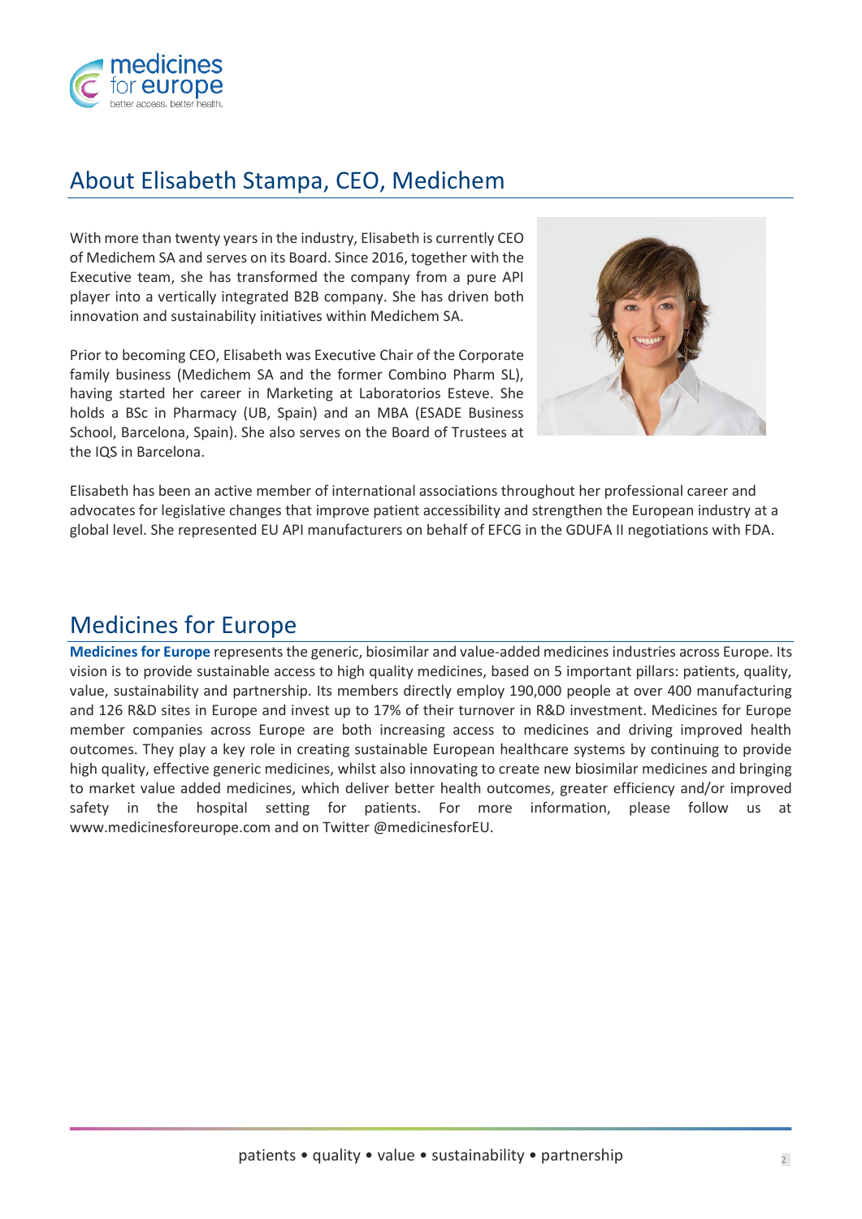## About Elisabeth Stampa, CEO, Medichem

With more than twenty years in the industry, Elisabeth is currently CEO of Medichem SA and serves on its Board. Since 2016, together with the Executive team, she has transformed the company from a pure API player into a vertically integrated B2B company. She has driven both innovation and sustainability initiatives within Medichem SA.

Prior to becoming CEO, Elisabeth was Executive Chair of the Corporate family business (Medichem SA and the former Combino Pharm SL), having started her career in Marketing at Laboratorios Esteve. She holds a BSc in Pharmacy (UB, Spain) and an MBA (ESADE Business School, Barcelona, Spain). She also serves on the Board of Trustees at the IQS in Barcelona.

Elisabeth has been an active member of international associations throughout her professional career and advocates for legislative changes that improve patient accessibility and strengthen the European industry at a global level. She represented EU API manufacturers on behalf of EFCG in the GDUFA II negotiations with FDA.

## Medicines for Europe

**Medicines for Europe** represents the generic, biosimilar and value-added medicines industries across Europe. Its vision is to provide sustainable access to high quality medicines, based on 5 important pillars: patients, quality, value, sustainability and partnership. Its members directly employ 190,000 people at over 400 manufacturing and 126 R&D sites in Europe and invest up to 17% of their turnover in R&D investment. Medicines for Europe member companies across Europe are both increasing access to medicines and driving improved health outcomes. They play a key role in creating sustainable European healthcare systems by continuing to provide high quality, effective generic medicines, whilst also innovating to create new biosimilar medicines and bringing to market value added medicines, which deliver better health outcomes, greater efficiency and/or improved safety in the hospital setting for patients. For more information, please follow us at www.medicinesforeurope.com and on Twitter @medicinesforEU.